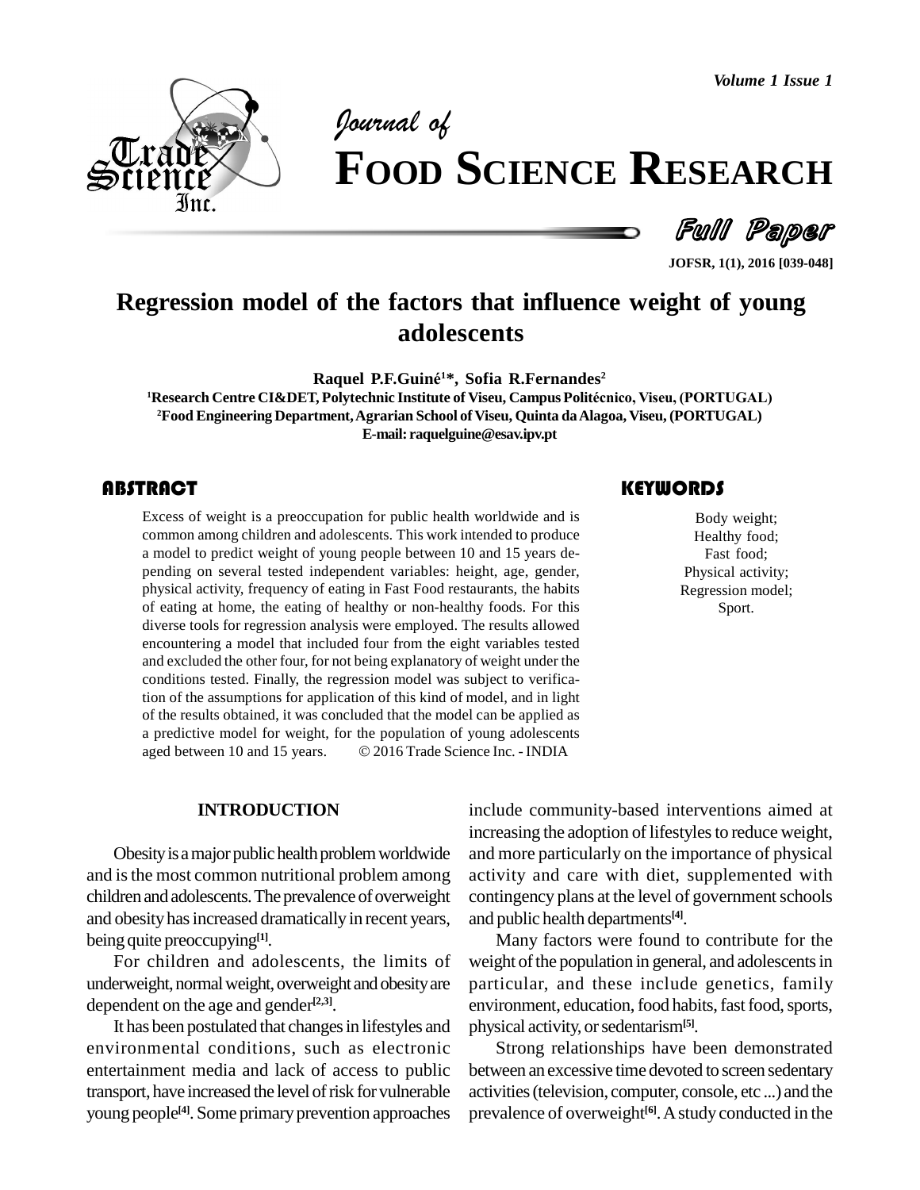# Regression model of the factors that influence weight of young adolescents

**Raquel P.F.Guiné[1]*, Sofia R.Fernandes[2]**

[1]Research Centre CI&DET, Polytechnic Institute of Viseu, Campus Politécnico, Viseu, (PORTUGAL)
[2]Food Engineering Department, Agrarian School of Viseu, Quinta da Alagoa, Viseu, (PORTUGAL)
E-mail: raquelguine@esav.ipv.pt

## ABSTRACT

Excess of weight is a preoccupation for public health worldwide and is common among children and adolescents. This work intended to produce a model to predict weight of young people between 10 and 15 years depending on several tested independent variables: height, age, gender, physical activity, frequency of eating in Fast Food restaurants, the habits of eating at home, the eating of healthy or non-healthy foods. For this diverse tools for regression analysis were employed. The results allowed encountering a model that included four from the eight variables tested and excluded the other four, for not being explanatory of weight under the conditions tested. Finally, the regression model was subject to verification of the assumptions for application of this kind of model, and in light of the results obtained, it was concluded that the model can be applied as a predictive model for weight, for the population of young adolescents aged between 10 and 15 years. © 2016 Trade Science Inc. - INDIA

## KEYWORDS

Body weight;
Healthy food;
Fast food;
Physical activity;
Regression model;
Sport.

## INTRODUCTION

Obesity is a major public health problem worldwide and is the most common nutritional problem among children and adolescents. The prevalence of overweight and obesity has increased dramatically in recent years, being quite preoccupying[1].

For children and adolescents, the limits of underweight, normal weight, overweight and obesity are dependent on the age and gender[2,3].

It has been postulated that changes in lifestyles and environmental conditions, such as electronic entertainment media and lack of access to public transport, have increased the level of risk for vulnerable young people[4]. Some primary prevention approaches include community-based interventions aimed at increasing the adoption of lifestyles to reduce weight, and more particularly on the importance of physical activity and care with diet, supplemented with contingency plans at the level of government schools and public health departments[4].

Many factors were found to contribute for the weight of the population in general, and adolescents in particular, and these include genetics, family environment, education, food habits, fast food, sports, physical activity, or sedentarism[5].

Strong relationships have been demonstrated between an excessive time devoted to screen sedentary activities (television, computer, console, etc ...) and the prevalence of overweight[6]. A study conducted in the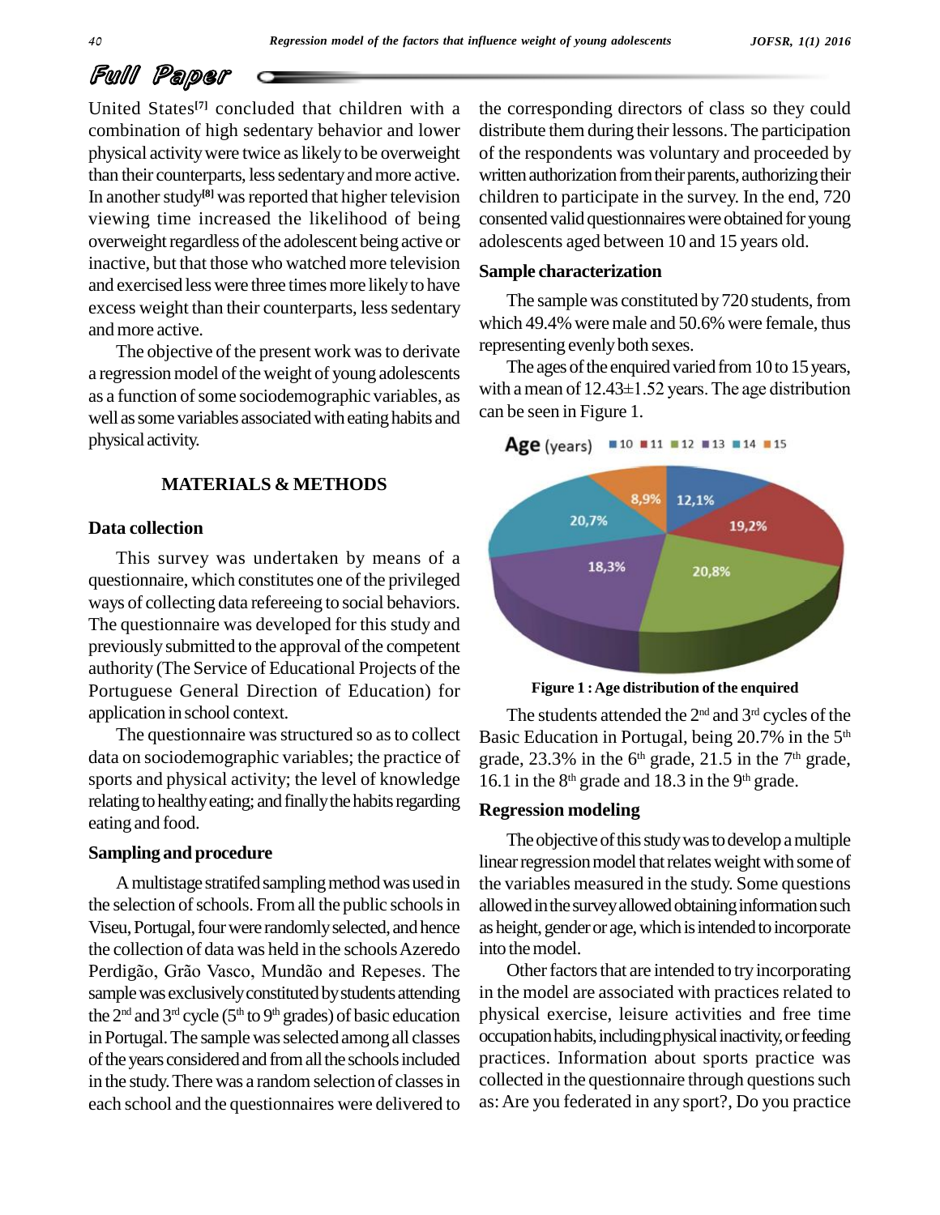United States[7] concluded that children with a combination of high sedentary behavior and lower physical activity were twice as likely to be overweight than their counterparts, less sedentary and more active. In another study[8] was reported that higher television viewing time increased the likelihood of being overweight regardless of the adolescent being active or inactive, but that those who watched more television and exercised less were three times more likely to have excess weight than their counterparts, less sedentary and more active.

The objective of the present work was to derivate a regression model of the weight of young adolescents as a function of some sociodemographic variables, as well as some variables associated with eating habits and physical activity.

## MATERIALS & METHODS

### Data collection

This survey was undertaken by means of a questionnaire, which constitutes one of the privileged ways of collecting data refereeing to social behaviors. The questionnaire was developed for this study and previously submitted to the approval of the competent authority (The Service of Educational Projects of the Portuguese General Direction of Education) for application in school context.

The questionnaire was structured so as to collect data on sociodemographic variables; the practice of sports and physical activity; the level of knowledge relating to healthy eating; and finally the habits regarding eating and food.

### Sampling and procedure

A multistage stratifed sampling method was used in the selection of schools. From all the public schools in Viseu, Portugal, four were randomly selected, and hence the collection of data was held in the schools Azeredo Perdigão, Grão Vasco, Mundão and Repeses. The sample was exclusively constituted by students attending the 2nd and 3rd cycle (5th to 9th grades) of basic education in Portugal. The sample was selected among all classes of the years considered and from all the schools included in the study. There was a random selection of classes in each school and the questionnaires were delivered to the corresponding directors of class so they could distribute them during their lessons. The participation of the respondents was voluntary and proceeded by written authorization from their parents, authorizing their children to participate in the survey. In the end, 720 consented valid questionnaires were obtained for young adolescents aged between 10 and 15 years old.

### Sample characterization

The sample was constituted by 720 students, from which 49.4% were male and 50.6% were female, thus representing evenly both sexes.

The ages of the enquired varied from 10 to 15 years, with a mean of 12.43±1.52 years. The age distribution can be seen in Figure 1.

**Figure 1 : Age distribution of the enquired**

The students attended the 2nd and 3rd cycles of the Basic Education in Portugal, being 20.7% in the 5th grade, 23.3% in the 6th grade, 21.5 in the 7th grade, 16.1 in the 8th grade and 18.3 in the 9th grade.

### Regression modeling

The objective of this study was to develop a multiple linear regression model that relates weight with some of the variables measured in the study. Some questions allowed in the survey allowed obtaining information such as height, gender or age, which is intended to incorporate into the model.

Other factors that are intended to try incorporating in the model are associated with practices related to physical exercise, leisure activities and free time occupation habits, including physical inactivity, or feeding practices. Information about sports practice was collected in the questionnaire through questions such as: Are you federated in any sport?, Do you practice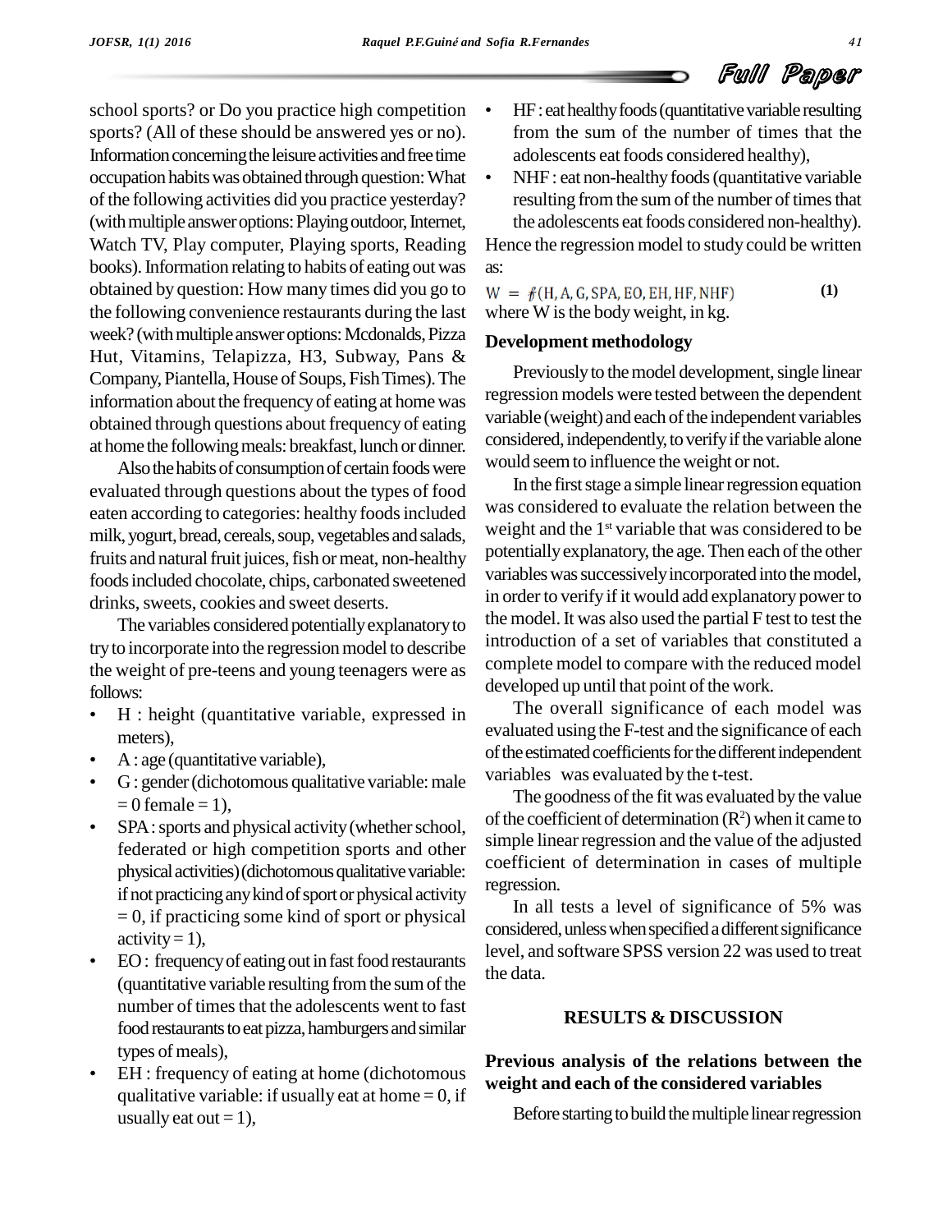school sports? or Do you practice high competition sports? (All of these should be answered yes or no). Information concerning the leisure activities and free time occupation habits was obtained through question: What of the following activities did you practice yesterday? (with multiple answer options: Playing outdoor, Internet, Watch TV, Play computer, Playing sports, Reading books). Information relating to habits of eating out was obtained by question: How many times did you go to the following convenience restaurants during the last week? (with multiple answer options: Mcdonalds, Pizza Hut, Vitamins, Telapizza, H3, Subway, Pans & Company, Piantella, House of Soups, Fish Times). The information about the frequency of eating at home was obtained through questions about frequency of eating at home the following meals: breakfast, lunch or dinner.

Also the habits of consumption of certain foods were evaluated through questions about the types of food eaten according to categories: healthy foods included milk, yogurt, bread, cereals, soup, vegetables and salads, fruits and natural fruit juices, fish or meat, non-healthy foods included chocolate, chips, carbonated sweetened drinks, sweets, cookies and sweet deserts.

The variables considered potentially explanatory to try to incorporate into the regression model to describe the weight of pre-teens and young teenagers were as follows:

- H : height (quantitative variable, expressed in meters),
- A : age (quantitative variable),
- G : gender (dichotomous qualitative variable: male = 0 female = 1),
- SPA : sports and physical activity (whether school, federated or high competition sports and other physical activities) (dichotomous qualitative variable: if not practicing any kind of sport or physical activity = 0, if practicing some kind of sport or physical activity = 1),
- EO : frequency of eating out in fast food restaurants (quantitative variable resulting from the sum of the number of times that the adolescents went to fast food restaurants to eat pizza, hamburgers and similar types of meals),
- EH : frequency of eating at home (dichotomous qualitative variable: if usually eat at home = 0, if usually eat out = 1),
- HF : eat healthy foods (quantitative variable resulting from the sum of the number of times that the adolescents eat foods considered healthy),
- NHF : eat non-healthy foods (quantitative variable resulting from the sum of the number of times that the adolescents eat foods considered non-healthy).

Hence the regression model to study could be written as:

$$W = f(H, A, G, SPA, EO, EH, HF, NHF) \quad (1)$$

where W is the body weight, in kg.

**Development methodology**

Previously to the model development, single linear regression models were tested between the dependent variable (weight) and each of the independent variables considered, independently, to verify if the variable alone would seem to influence the weight or not.

In the first stage a simple linear regression equation was considered to evaluate the relation between the weight and the 1st variable that was considered to be potentially explanatory, the age. Then each of the other variables was successively incorporated into the model, in order to verify if it would add explanatory power to the model. It was also used the partial F test to test the introduction of a set of variables that constituted a complete model to compare with the reduced model developed up until that point of the work.

The overall significance of each model was evaluated using the F-test and the significance of each of the estimated coefficients for the different independent variables was evaluated by the t-test.

The goodness of the fit was evaluated by the value of the coefficient of determination ($R^2$) when it came to simple linear regression and the value of the adjusted coefficient of determination in cases of multiple regression.

In all tests a level of significance of 5% was considered, unless when specified a different significance level, and software SPSS version 22 was used to treat the data.

## RESULTS & DISCUSSION

**Previous analysis of the relations between the weight and each of the considered variables**

Before starting to build the multiple linear regression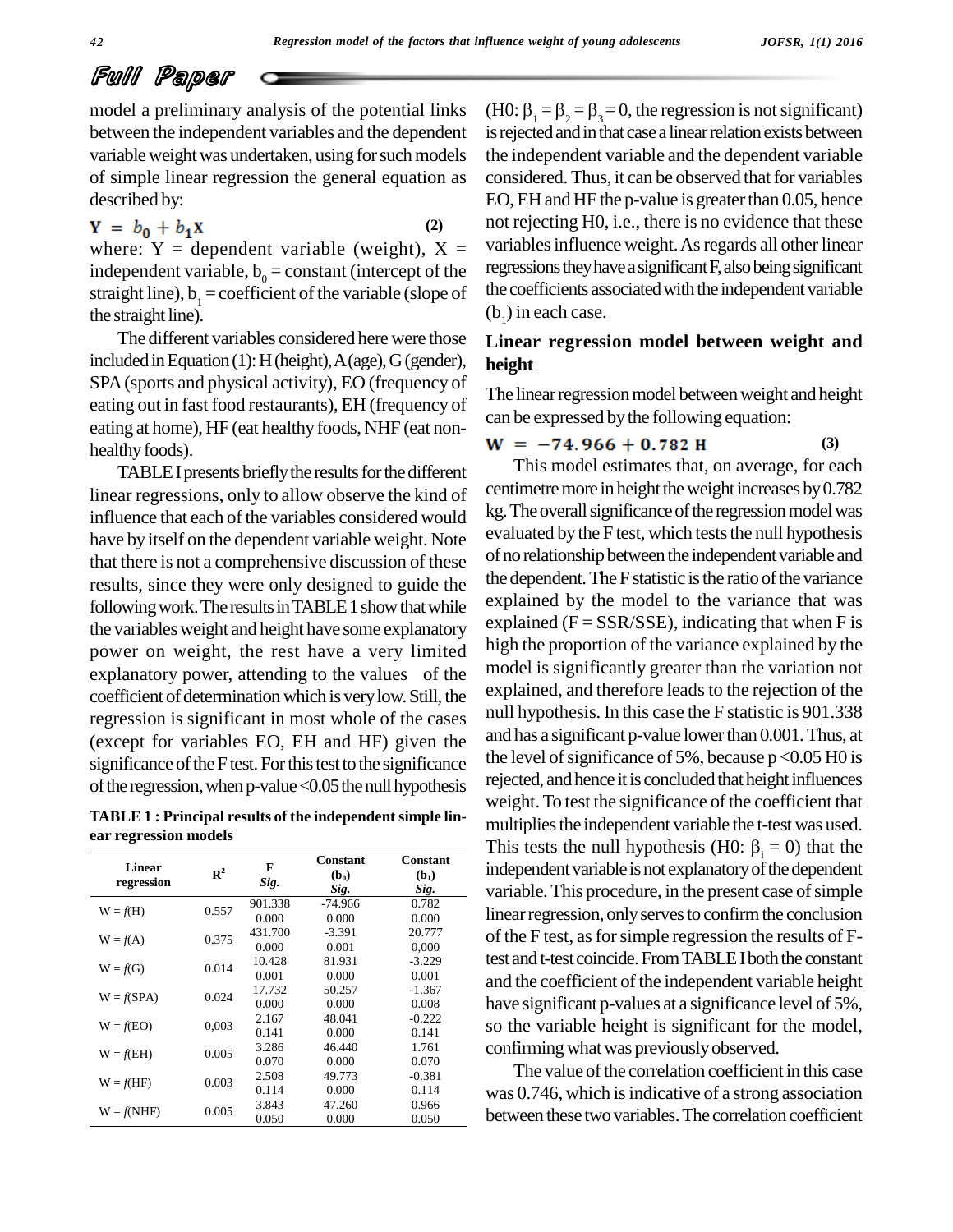model a preliminary analysis of the potential links between the independent variables and the dependent variable weight was undertaken, using for such models of simple linear regression the general equation as described by:

$$Y = b_0 + b_1 X \quad (2)$$

where: Y = dependent variable (weight), X = independent variable, $b_0$ = constant (intercept of the straight line), $b_1$ = coefficient of the variable (slope of the straight line).

The different variables considered here were those included in Equation (1): H (height), A (age), G (gender), SPA (sports and physical activity), EO (frequency of eating out in fast food restaurants), EH (frequency of eating at home), HF (eat healthy foods, NHF (eat non-healthy foods).

TABLE I presents briefly the results for the different linear regressions, only to allow observe the kind of influence that each of the variables considered would have by itself on the dependent variable weight. Note that there is not a comprehensive discussion of these results, since they were only designed to guide the following work. The results in TABLE 1 show that while the variables weight and height have some explanatory power on weight, the rest have a very limited explanatory power, attending to the values of the coefficient of determination which is very low. Still, the regression is significant in most whole of the cases (except for variables EO, EH and HF) given the significance of the F test. For this test to the significance of the regression, when p-value <0.05 the null hypothesis

**TABLE 1 : Principal results of the independent simple linear regression models**

| Linear regression | $R^2$ | F *Sig.* | Constant ($b_0$) *Sig.* | Constant ($b_1$) *Sig.* |
|---|---|---|---|---|
| W = *f*(H) | 0.557 | 901.338 | -74.966 | 0.782 |
| | | 0.000 | 0.000 | 0.000 |
| W = *f*(A) | 0.375 | 431.700 | -3.391 | 20.777 |
| | | 0.000 | 0.001 | 0,000 |
| W = *f*(G) | 0.014 | 10.428 | 81.931 | -3.229 |
| | | 0.001 | 0.000 | 0.001 |
| W = *f*(SPA) | 0.024 | 17.732 | 50.257 | -1.367 |
| | | 0.000 | 0.000 | 0.008 |
| W = *f*(EO) | 0,003 | 2.167 | 48.041 | -0.222 |
| | | 0.141 | 0.000 | 0.141 |
| W = *f*(EH) | 0.005 | 3.286 | 46.440 | 1.761 |
| | | 0.070 | 0.000 | 0.070 |
| W = *f*(HF) | 0.003 | 2.508 | 49.773 | -0.381 |
| | | 0.114 | 0.000 | 0.114 |
| W = *f*(NHF) | 0.005 | 3.843 | 47.260 | 0.966 |
| | | 0.050 | 0.000 | 0.050 |

(H0: $\beta_1 = \beta_2 = \beta_3 = 0$, the regression is not significant) is rejected and in that case a linear relation exists between the independent variable and the dependent variable considered. Thus, it can be observed that for variables EO, EH and HF the p-value is greater than 0.05, hence not rejecting H0, i.e., there is no evidence that these variables influence weight. As regards all other linear regressions they have a significant F, also being significant the coefficients associated with the independent variable ($b_1$) in each case.

## Linear regression model between weight and height

The linear regression model between weight and height can be expressed by the following equation:

$$W = -74.966 + 0.782\,H \quad (3)$$

This model estimates that, on average, for each centimetre more in height the weight increases by 0.782 kg. The overall significance of the regression model was evaluated by the F test, which tests the null hypothesis of no relationship between the independent variable and the dependent. The F statistic is the ratio of the variance explained by the model to the variance that was explained (F = SSR/SSE), indicating that when F is high the proportion of the variance explained by the model is significantly greater than the variation not explained, and therefore leads to the rejection of the null hypothesis. In this case the F statistic is 901.338 and has a significant p-value lower than 0.001. Thus, at the level of significance of 5%, because $p < 0.05$ H0 is rejected, and hence it is concluded that height influences weight. To test the significance of the coefficient that multiplies the independent variable the t-test was used. This tests the null hypothesis (H0: $\beta_i = 0$) that the independent variable is not explanatory of the dependent variable. This procedure, in the present case of simple linear regression, only serves to confirm the conclusion of the F test, as for simple regression the results of F-test and t-test coincide. From TABLE I both the constant and the coefficient of the independent variable height have significant p-values at a significance level of 5%, so the variable height is significant for the model, confirming what was previously observed.

The value of the correlation coefficient in this case was 0.746, which is indicative of a strong association between these two variables. The correlation coefficient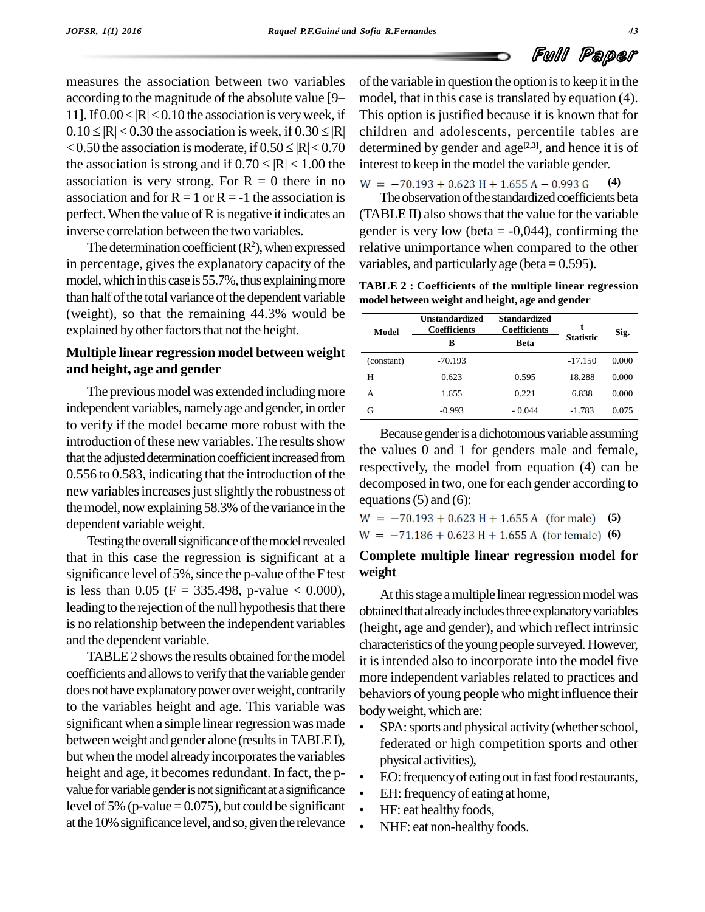measures the association between two variables according to the magnitude of the absolute value [9–11]. If $0.00 < |R| < 0.10$ the association is very week, if $0.10 \leq |R| < 0.30$ the association is week, if $0.30 \leq |R| < 0.50$ the association is moderate, if $0.50 \leq |R| < 0.70$ the association is strong and if $0.70 \leq |R| < 1.00$ the association is very strong. For $R = 0$ there in no association and for $R = 1$ or $R = -1$ the association is perfect. When the value of R is negative it indicates an inverse correlation between the two variables.

The determination coefficient ($R^2$), when expressed in percentage, gives the explanatory capacity of the model, which in this case is 55.7%, thus explaining more than half of the total variance of the dependent variable (weight), so that the remaining 44.3% would be explained by other factors that not the height.

## Multiple linear regression model between weight and height, age and gender

The previous model was extended including more independent variables, namely age and gender, in order to verify if the model became more robust with the introduction of these new variables. The results show that the adjusted determination coefficient increased from 0.556 to 0.583, indicating that the introduction of the new variables increases just slightly the robustness of the model, now explaining 58.3% of the variance in the dependent variable weight.

Testing the overall significance of the model revealed that in this case the regression is significant at a significance level of 5%, since the p-value of the F test is less than 0.05 ($F = 335.498$, p-value $< 0.000$), leading to the rejection of the null hypothesis that there is no relationship between the independent variables and the dependent variable.

TABLE 2 shows the results obtained for the model coefficients and allows to verify that the variable gender does not have explanatory power over weight, contrarily to the variables height and age. This variable was significant when a simple linear regression was made between weight and gender alone (results in TABLE I), but when the model already incorporates the variables height and age, it becomes redundant. In fact, the p-value for variable gender is not significant at a significance level of 5% (p-value = 0.075), but could be significant at the 10% significance level, and so, given the relevance of the variable in question the option is to keep it in the model, that in this case is translated by equation (4). This option is justified because it is known that for children and adolescents, percentile tables are determined by gender and age[2,3], and hence it is of interest to keep in the model the variable gender.

$$W = -70.193 + 0.623\ H + 1.655\ A - 0.993\ G \qquad (4)$$

The observation of the standardized coefficients beta (TABLE II) also shows that the value for the variable gender is very low (beta = -0,044), confirming the relative unimportance when compared to the other variables, and particularly age (beta = 0.595).

**TABLE 2 : Coefficients of the multiple linear regression model between weight and height, age and gender**

| Model | Unstandardized Coefficients | Standardized Coefficients | t Statistic | Sig. |
|---|---|---|---|---|
| | B | Beta | | |
| (constant) | -70.193 | | -17.150 | 0.000 |
| H | 0.623 | 0.595 | 18.288 | 0.000 |
| A | 1.655 | 0.221 | 6.838 | 0.000 |
| G | -0.993 | - 0.044 | -1.783 | 0.075 |

Because gender is a dichotomous variable assuming the values 0 and 1 for genders male and female, respectively, the model from equation (4) can be decomposed in two, one for each gender according to equations (5) and (6):

$$W = -70.193 + 0.623\ H + 1.655\ A \ \ \text{(for male)} \qquad (5)$$

$$W = -71.186 + 0.623\ H + 1.655\ A \ \ \text{(for female)} \qquad (6)$$

## Complete multiple linear regression model for weight

At this stage a multiple linear regression model was obtained that already includes three explanatory variables (height, age and gender), and which reflect intrinsic characteristics of the young people surveyed. However, it is intended also to incorporate into the model five more independent variables related to practices and behaviors of young people who might influence their body weight, which are:

- SPA: sports and physical activity (whether school, federated or high competition sports and other physical activities),
- EO: frequency of eating out in fast food restaurants,
- EH: frequency of eating at home,
- HF: eat healthy foods,
- NHF: eat non-healthy foods.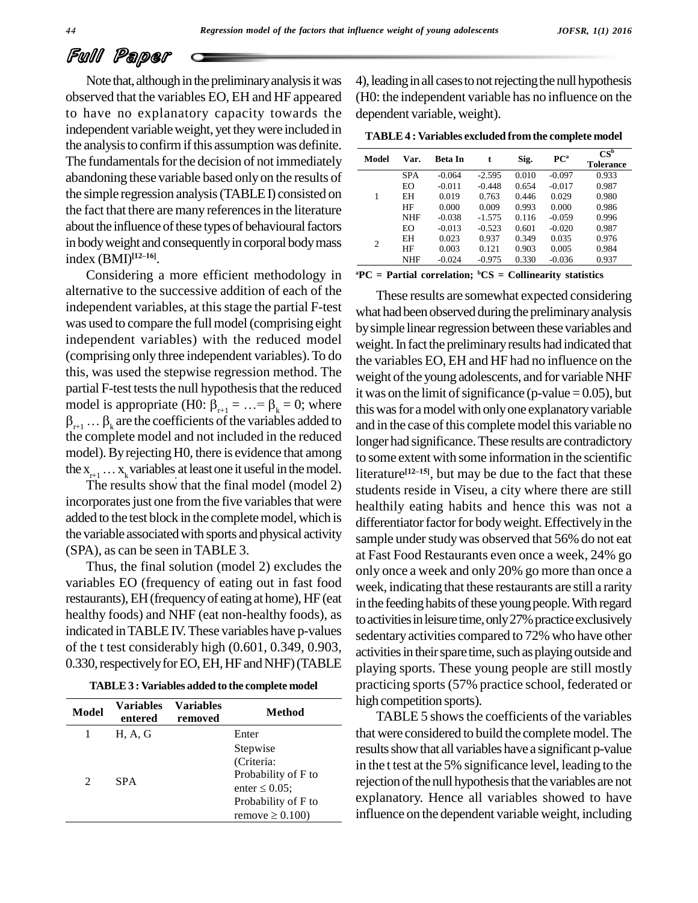Note that, although in the preliminary analysis it was observed that the variables EO, EH and HF appeared to have no explanatory capacity towards the independent variable weight, yet they were included in the analysis to confirm if this assumption was definite. The fundamentals for the decision of not immediately abandoning these variable based only on the results of the simple regression analysis (TABLE I) consisted on the fact that there are many references in the literature about the influence of these types of behavioural factors in body weight and consequently in corporal body mass index (BMI)[12–16].

Considering a more efficient methodology in alternative to the successive addition of each of the independent variables, at this stage the partial F-test was used to compare the full model (comprising eight independent variables) with the reduced model (comprising only three independent variables). To do this, was used the stepwise regression method. The partial F-test tests the null hypothesis that the reduced model is appropriate (H0: $\beta_{r+1} = \ldots = \beta_k = 0$; where $\beta_{r+1} \ldots \beta_k$ are the coefficients of the variables added to the complete model and not included in the reduced model). By rejecting H0, there is evidence that among the $x_{r+1} \ldots x_k$ variables at least one it useful in the model.

The results show that the final model (model 2) incorporates just one from the five variables that were added to the test block in the complete model, which is the variable associated with sports and physical activity (SPA), as can be seen in TABLE 3.

Thus, the final solution (model 2) excludes the variables EO (frequency of eating out in fast food restaurants), EH (frequency of eating at home), HF (eat healthy foods) and NHF (eat non-healthy foods), as indicated in TABLE IV. These variables have p-values of the t test considerably high (0.601, 0.349, 0.903, 0.330, respectively for EO, EH, HF and NHF) (TABLE 4), leading in all cases to not rejecting the null hypothesis (H0: the independent variable has no influence on the dependent variable, weight).

**TABLE 3 : Variables added to the complete model**

| Model | Variables entered | Variables removed | Method |
|---|---|---|---|
| 1 | H, A, G | | Enter |
| 2 | SPA | | Stepwise (Criteria: Probability of F to enter ≤ 0.05; Probability of F to remove ≥ 0.100) |

**TABLE 4 : Variables excluded from the complete model**

| Model | Var. | Beta In | t | Sig. | PC[a] | CS[b] Tolerance |
|---|---|---|---|---|---|---|
| 1 | SPA | -0.064 | -2.595 | 0.010 | -0.097 | 0.933 |
| | EO | -0.011 | -0.448 | 0.654 | -0.017 | 0.987 |
| | EH | 0.019 | 0.763 | 0.446 | 0.029 | 0.980 |
| | HF | 0.000 | 0.009 | 0.993 | 0.000 | 0.986 |
| | NHF | -0.038 | -1.575 | 0.116 | -0.059 | 0.996 |
| 2 | EO | -0.013 | -0.523 | 0.601 | -0.020 | 0.987 |
| | EH | 0.023 | 0.937 | 0.349 | 0.035 | 0.976 |
| | HF | 0.003 | 0.121 | 0.903 | 0.005 | 0.984 |
| | NHF | -0.024 | -0.975 | 0.330 | -0.036 | 0.937 |

[a]PC = Partial correlation; [b]CS = Collinearity statistics

These results are somewhat expected considering what had been observed during the preliminary analysis by simple linear regression between these variables and weight. In fact the preliminary results had indicated that the variables EO, EH and HF had no influence on the weight of the young adolescents, and for variable NHF it was on the limit of significance (p-value = 0.05), but this was for a model with only one explanatory variable and in the case of this complete model this variable no longer had significance. These results are contradictory to some extent with some information in the scientific literature[12–15], but may be due to the fact that these students reside in Viseu, a city where there are still healthily eating habits and hence this was not a differentiator factor for body weight. Effectively in the sample under study was observed that 56% do not eat at Fast Food Restaurants even once a week, 24% go only once a week and only 20% go more than once a week, indicating that these restaurants are still a rarity in the feeding habits of these young people. With regard to activities in leisure time, only 27% practice exclusively sedentary activities compared to 72% who have other activities in their spare time, such as playing outside and playing sports. These young people are still mostly practicing sports (57% practice school, federated or high competition sports).

TABLE 5 shows the coefficients of the variables that were considered to build the complete model. The results show that all variables have a significant p-value in the t test at the 5% significance level, leading to the rejection of the null hypothesis that the variables are not explanatory. Hence all variables showed to have influence on the dependent variable weight, including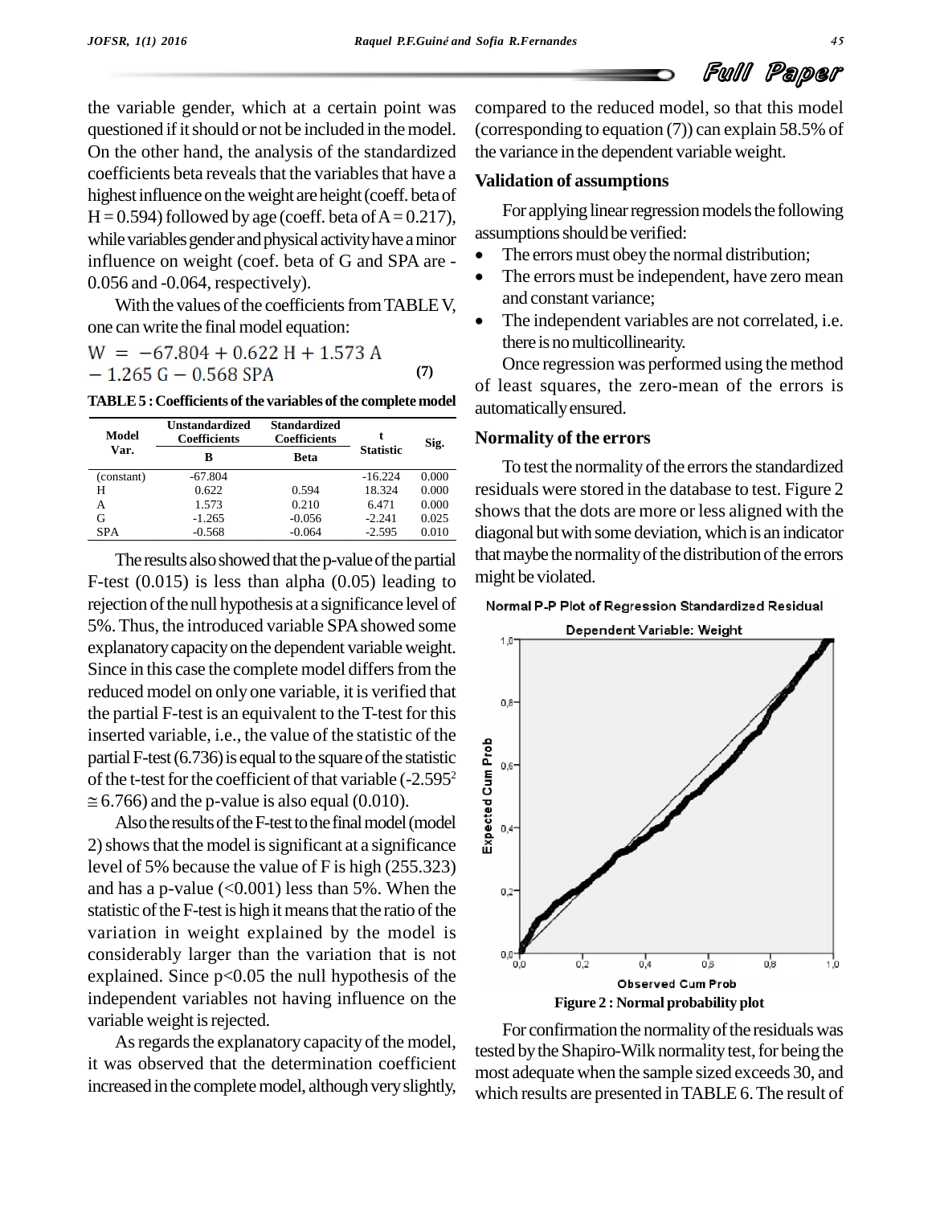the variable gender, which at a certain point was questioned if it should or not be included in the model. On the other hand, the analysis of the standardized coefficients beta reveals that the variables that have a highest influence on the weight are height (coeff. beta of H = 0.594) followed by age (coeff. beta of A = 0.217), while variables gender and physical activity have a minor influence on weight (coef. beta of G and SPA are -0.056 and -0.064, respectively).

With the values of the coefficients from TABLE V, one can write the final model equation:

$$W = -67.804 + 0.622\ H + 1.573\ A - 1.265\ G - 0.568\ SPA \tag{7}$$

**TABLE 5 : Coefficients of the variables of the complete model**

| Model Var. | Unstandardized Coefficients B | Standardized Coefficients Beta | t Statistic | Sig. |
|---|---|---|---|---|
| (constant) | -67.804 | | -16.224 | 0.000 |
| H | 0.622 | 0.594 | 18.324 | 0.000 |
| A | 1.573 | 0.210 | 6.471 | 0.000 |
| G | -1.265 | -0.056 | -2.241 | 0.025 |
| SPA | -0.568 | -0.064 | -2.595 | 0.010 |

The results also showed that the p-value of the partial F-test (0.015) is less than alpha (0.05) leading to rejection of the null hypothesis at a significance level of 5%. Thus, the introduced variable SPA showed some explanatory capacity on the dependent variable weight. Since in this case the complete model differs from the reduced model on only one variable, it is verified that the partial F-test is an equivalent to the T-test for this inserted variable, i.e., the value of the statistic of the partial F-test (6.736) is equal to the square of the statistic of the t-test for the coefficient of that variable ($-2.595^2 \cong 6.766$) and the p-value is also equal (0.010).

Also the results of the F-test to the final model (model 2) shows that the model is significant at a significance level of 5% because the value of F is high (255.323) and has a p-value (<0.001) less than 5%. When the statistic of the F-test is high it means that the ratio of the variation in weight explained by the model is considerably larger than the variation that is not explained. Since $p<0.05$ the null hypothesis of the independent variables not having influence on the variable weight is rejected.

As regards the explanatory capacity of the model, it was observed that the determination coefficient increased in the complete model, although very slightly, compared to the reduced model, so that this model (corresponding to equation (7)) can explain 58.5% of the variance in the dependent variable weight.

## Validation of assumptions

For applying linear regression models the following assumptions should be verified:

- The errors must obey the normal distribution;
- The errors must be independent, have zero mean and constant variance;
- The independent variables are not correlated, i.e. there is no multicollinearity.

Once regression was performed using the method of least squares, the zero-mean of the errors is automatically ensured.

## Normality of the errors

To test the normality of the errors the standardized residuals were stored in the database to test. Figure 2 shows that the dots are more or less aligned with the diagonal but with some deviation, which is an indicator that maybe the normality of the distribution of the errors might be violated.

**Figure 2 : Normal probability plot**

For confirmation the normality of the residuals was tested by the Shapiro-Wilk normality test, for being the most adequate when the sample sized exceeds 30, and which results are presented in TABLE 6. The result of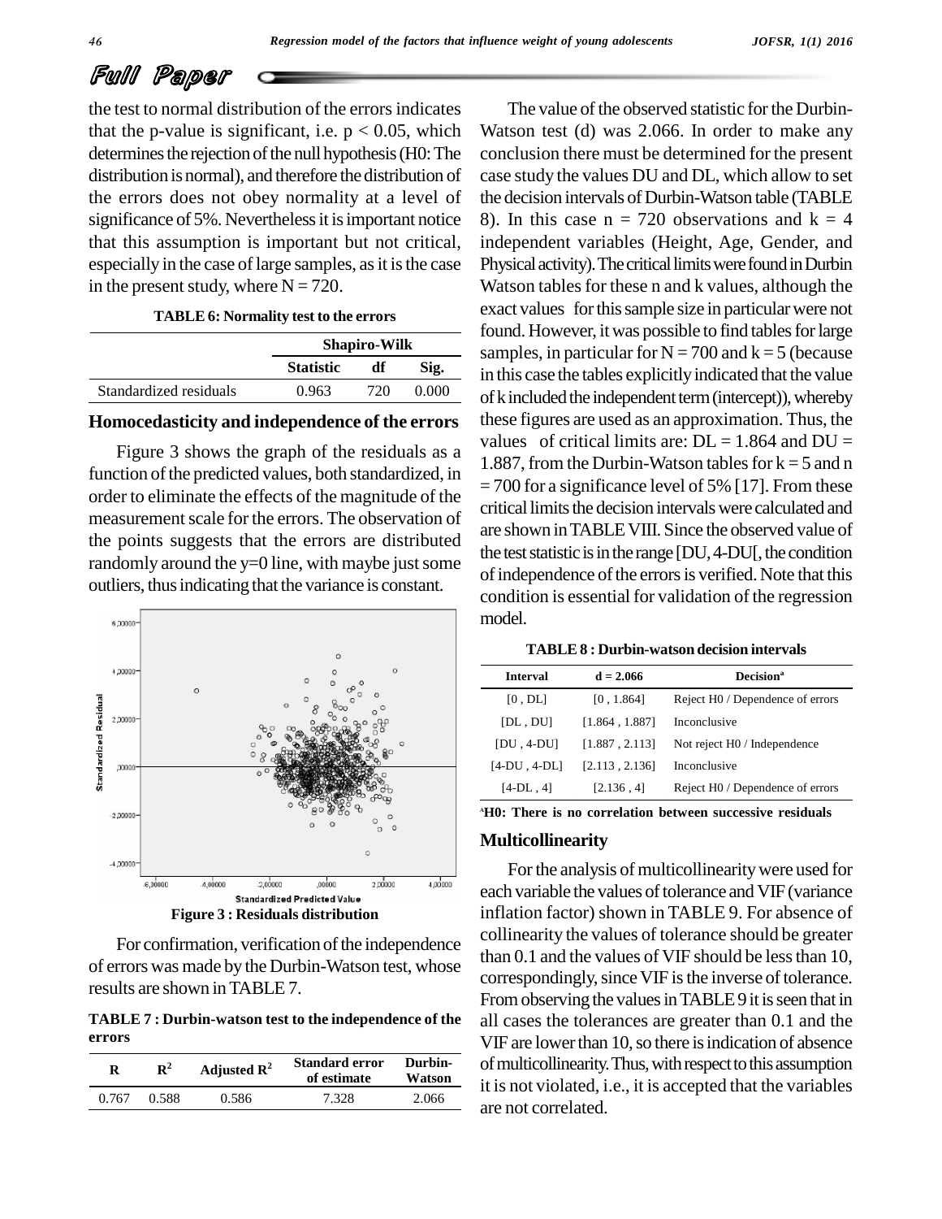the test to normal distribution of the errors indicates that the p-value is significant, i.e. $p < 0.05$, which determines the rejection of the null hypothesis (H0: The distribution is normal), and therefore the distribution of the errors does not obey normality at a level of significance of 5%. Nevertheless it is important notice that this assumption is important but not critical, especially in the case of large samples, as it is the case in the present study, where N = 720.

**TABLE 6: Normality test to the errors**

| | Shapiro-Wilk | | |
|---|---|---|---|
| | **Statistic** | **df** | **Sig.** |
| Standardized residuals | 0.963 | 720 | 0.000 |

### Homocedasticity and independence of the errors

Figure 3 shows the graph of the residuals as a function of the predicted values, both standardized, in order to eliminate the effects of the magnitude of the measurement scale for the errors. The observation of the points suggests that the errors are distributed randomly around the y=0 line, with maybe just some outliers, thus indicating that the variance is constant.

**Figure 3 : Residuals distribution**

For confirmation, verification of the independence of errors was made by the Durbin-Watson test, whose results are shown in TABLE 7.

**TABLE 7 : Durbin-watson test to the independence of the errors**

| R | $R^2$ | Adjusted $R^2$ | Standard error of estimate | Durbin-Watson |
|---|---|---|---|---|
| 0.767 | 0.588 | 0.586 | 7.328 | 2.066 |

The value of the observed statistic for the Durbin-Watson test (d) was 2.066. In order to make any conclusion there must be determined for the present case study the values DU and DL, which allow to set the decision intervals of Durbin-Watson table (TABLE 8). In this case n = 720 observations and k = 4 independent variables (Height, Age, Gender, and Physical activity). The critical limits were found in Durbin Watson tables for these n and k values, although the exact values for this sample size in particular were not found. However, it was possible to find tables for large samples, in particular for N = 700 and k = 5 (because in this case the tables explicitly indicated that the value of k included the independent term (intercept)), whereby these figures are used as an approximation. Thus, the values of critical limits are: DL = 1.864 and DU = 1.887, from the Durbin-Watson tables for k = 5 and n = 700 for a significance level of 5% [17]. From these critical limits the decision intervals were calculated and are shown in TABLE VIII. Since the observed value of the test statistic is in the range [DU, 4-DU[, the condition of independence of the errors is verified. Note that this condition is essential for validation of the regression model.

**TABLE 8 : Durbin-watson decision intervals**

| Interval | d = 2.066 | Decision[a] |
|---|---|---|
| [0 , DL] | [0 , 1.864] | Reject H0 / Dependence of errors |
| [DL , DU] | [1.864 , 1.887] | Inconclusive |
| [DU , 4-DU] | [1.887 , 2.113] | Not reject H0 / Independence |
| [4-DU , 4-DL] | [2.113 , 2.136] | Inconclusive |
| [4-DL , 4] | [2.136 , 4] | Reject H0 / Dependence of errors |

[a]**H0: There is no correlation between successive residuals**

### Multicollinearity

For the analysis of multicollinearity were used for each variable the values of tolerance and VIF (variance inflation factor) shown in TABLE 9. For absence of collinearity the values of tolerance should be greater than 0.1 and the values of VIF should be less than 10, correspondingly, since VIF is the inverse of tolerance. From observing the values in TABLE 9 it is seen that in all cases the tolerances are greater than 0.1 and the VIF are lower than 10, so there is indication of absence of multicollinearity. Thus, with respect to this assumption it is not violated, i.e., it is accepted that the variables are not correlated.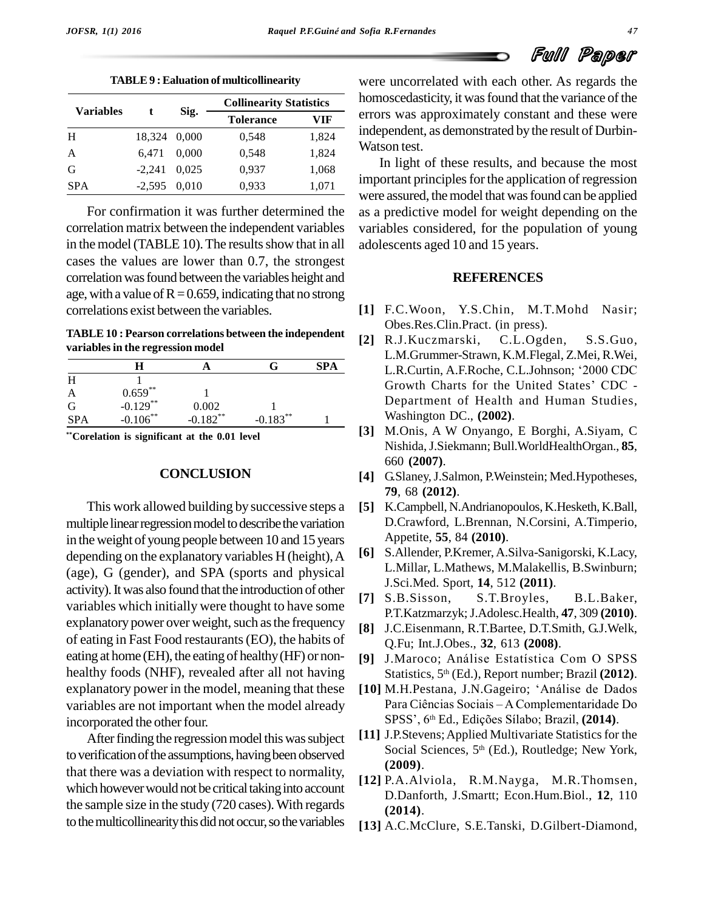**TABLE 9 : Ealuation of multicollinearity**

| Variables | t | Sig. | Collinearity Statistics | |
|---|---|---|---|---|
| | | | Tolerance | VIF |
| H | 18,324 | 0,000 | 0,548 | 1,824 |
| A | 6,471 | 0,000 | 0,548 | 1,824 |
| G | -2,241 | 0,025 | 0,937 | 1,068 |
| SPA | -2,595 | 0,010 | 0,933 | 1,071 |

For confirmation it was further determined the correlation matrix between the independent variables in the model (TABLE 10). The results show that in all cases the values are lower than 0.7, the strongest correlation was found between the variables height and age, with a value of R = 0.659, indicating that no strong correlations exist between the variables.

**TABLE 10 : Pearson correlations between the independent variables in the regression model**

| | H | A | G | SPA |
|---|---|---|---|---|
| H | 1 | | | |
| A | 0.659** | 1 | | |
| G | -0.129** | 0.002 | 1 | |
| SPA | -0.106** | -0.182** | -0.183** | 1 |

**Corelation is significant at the 0.01 level

## CONCLUSION

This work allowed building by successive steps a multiple linear regression model to describe the variation in the weight of young people between 10 and 15 years depending on the explanatory variables H (height), A (age), G (gender), and SPA (sports and physical activity). It was also found that the introduction of other variables which initially were thought to have some explanatory power over weight, such as the frequency of eating in Fast Food restaurants (EO), the habits of eating at home (EH), the eating of healthy (HF) or non-healthy foods (NHF), revealed after all not having explanatory power in the model, meaning that these variables are not important when the model already incorporated the other four.

After finding the regression model this was subject to verification of the assumptions, having been observed that there was a deviation with respect to normality, which however would not be critical taking into account the sample size in the study (720 cases). With regards to the multicollinearity this did not occur, so the variables were uncorrelated with each other. As regards the homoscedasticity, it was found that the variance of the errors was approximately constant and these were independent, as demonstrated by the result of Durbin-Watson test.

In light of these results, and because the most important principles for the application of regression were assured, the model that was found can be applied as a predictive model for weight depending on the variables considered, for the population of young adolescents aged 10 and 15 years.

## REFERENCES

**[1]** F.C.Woon, Y.S.Chin, M.T.Mohd Nasir; Obes.Res.Clin.Pract. (in press).

**[2]** R.J.Kuczmarski, C.L.Ogden, S.S.Guo, L.M.Grummer-Strawn, K.M.Flegal, Z.Mei, R.Wei, L.R.Curtin, A.F.Roche, C.L.Johnson; '2000 CDC Growth Charts for the United States' CDC - Department of Health and Human Studies, Washington DC., **(2002)**.

**[3]** M.Onis, A W Onyango, E Borghi, A.Siyam, C Nishida, J.Siekmann; Bull.WorldHealthOrgan., **85**, 660 **(2007)**.

**[4]** G.Slaney, J.Salmon, P.Weinstein; Med.Hypotheses, **79**, 68 **(2012)**.

**[5]** K.Campbell, N.Andrianopoulos, K.Hesketh, K.Ball, D.Crawford, L.Brennan, N.Corsini, A.Timperio, Appetite, **55**, 84 **(2010)**.

**[6]** S.Allender, P.Kremer, A.Silva-Sanigorski, K.Lacy, L.Millar, L.Mathews, M.Malakellis, B.Swinburn; J.Sci.Med. Sport, **14**, 512 **(2011)**.

**[7]** S.B.Sisson, S.T.Broyles, B.L.Baker, P.T.Katzmarzyk; J.Adolesc.Health, **47**, 309 **(2010)**.

**[8]** J.C.Eisenmann, R.T.Bartee, D.T.Smith, G.J.Welk, Q.Fu; Int.J.Obes., **32**, 613 **(2008)**.

**[9]** J.Maroco; Análise Estatística Com O SPSS Statistics, 5th (Ed.), Report number; Brazil **(2012)**.

**[10]** M.H.Pestana, J.N.Gageiro; 'Análise de Dados Para Ciências Sociais – A Complementaridade Do SPSS', 6th Ed., Edições Sílabo; Brazil, **(2014)**.

**[11]** J.P.Stevens; Applied Multivariate Statistics for the Social Sciences, 5th (Ed.), Routledge; New York, **(2009)**.

**[12]** P.A.Alviola, R.M.Nayga, M.R.Thomsen, D.Danforth, J.Smartt; Econ.Hum.Biol., **12**, 110 **(2014)**.

**[13]** A.C.McClure, S.E.Tanski, D.Gilbert-Diamond,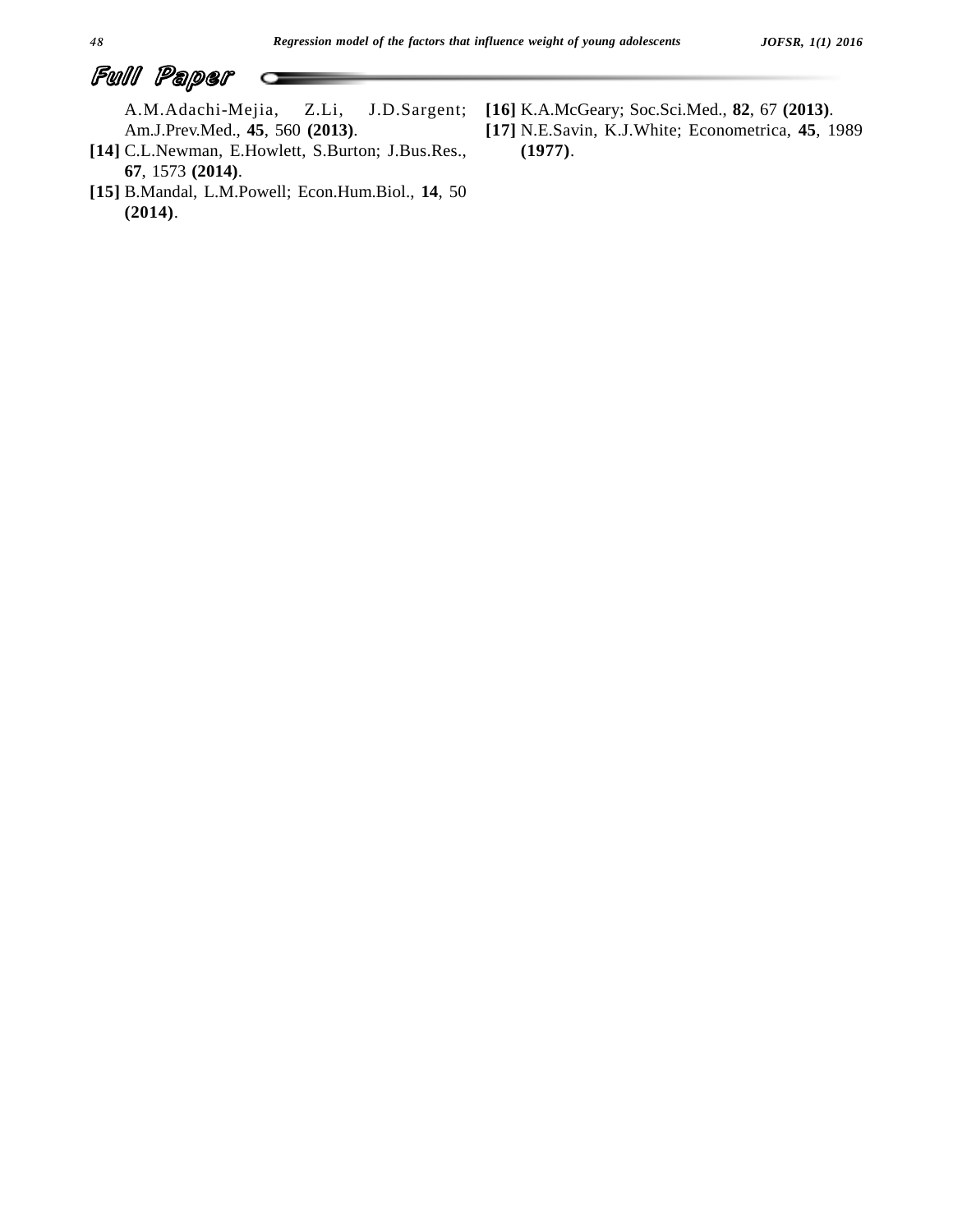A.M.Adachi-Mejia, Z.Li, J.D.Sargent; Am.J.Prev.Med., **45**, 560 **(2013)**.

**[14]** C.L.Newman, E.Howlett, S.Burton; J.Bus.Res., **67**, 1573 **(2014)**.

**[15]** B.Mandal, L.M.Powell; Econ.Hum.Biol., **14**, 50 **(2014)**.

**[16]** K.A.McGeary; Soc.Sci.Med., **82**, 67 **(2013)**.

**[17]** N.E.Savin, K.J.White; Econometrica, **45**, 1989 **(1977)**.